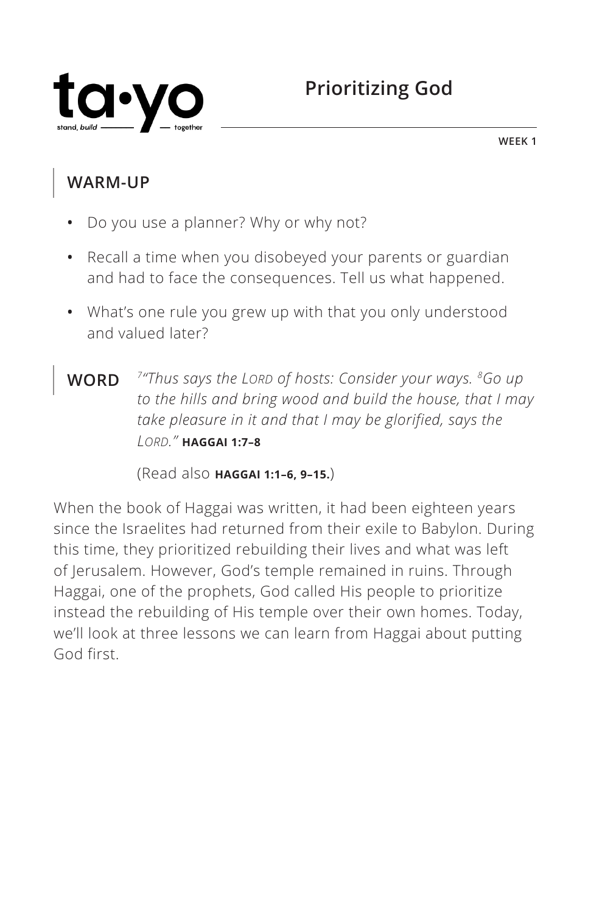ta•yo

stand, build — together

# Prioritizing God

WEEK 1

## WARM-UP

- Do you use a planner? Why or why not?
- Recall a time when you disobeyed your parents or guardian and had to face the consequences. Tell us what happened.
- What's one rule you grew up with that you only understood and valued later?

## WORD

*[7]"Thus says the LORD of hosts: Consider your ways. [8]Go up to the hills and bring wood and build the house, that I may take pleasure in it and that I may be glorified, says the LORD."* **HAGGAI 1:7–8**

(Read also **HAGGAI 1:1–6, 9–15.**)

When the book of Haggai was written, it had been eighteen years since the Israelites had returned from their exile to Babylon. During this time, they prioritized rebuilding their lives and what was left of Jerusalem. However, God's temple remained in ruins. Through Haggai, one of the prophets, God called His people to prioritize instead the rebuilding of His temple over their own homes. Today, we'll look at three lessons we can learn from Haggai about putting God first.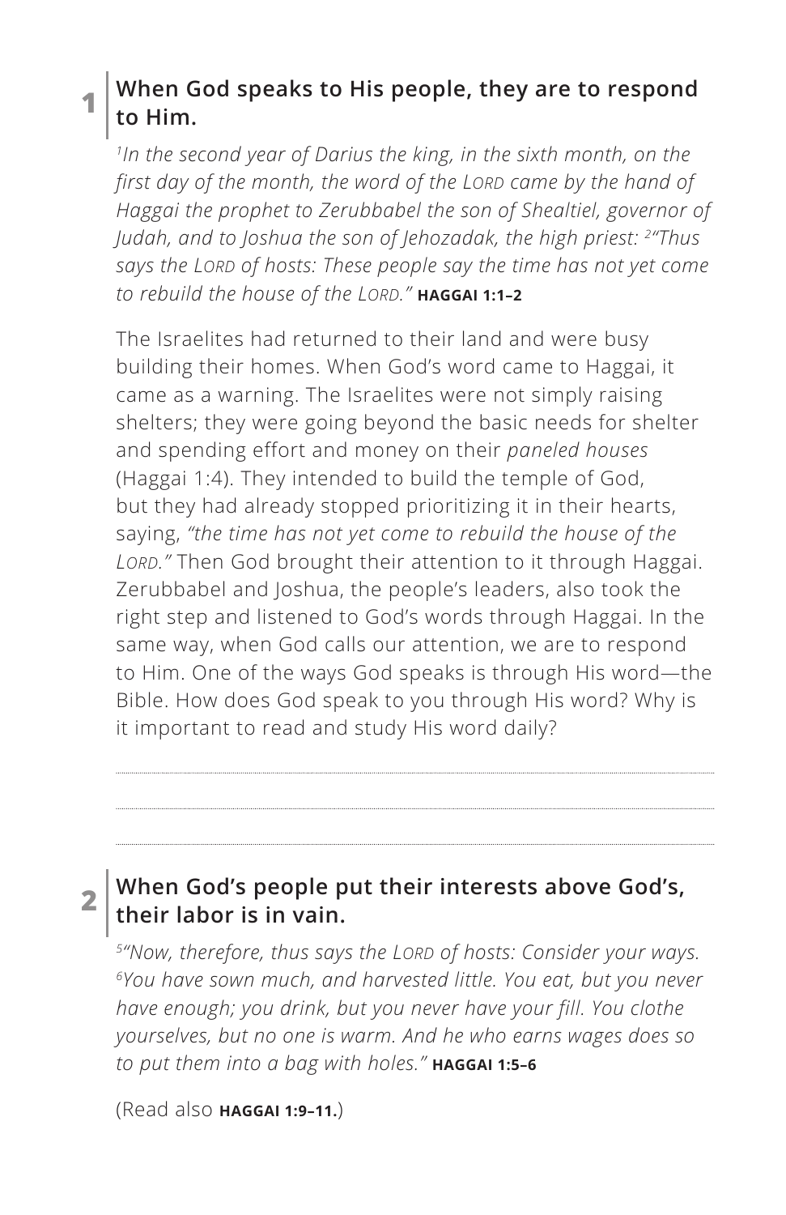## 1 When God speaks to His people, they are to respond to Him.

*[1]In the second year of Darius the king, in the sixth month, on the first day of the month, the word of the LORD came by the hand of Haggai the prophet to Zerubbabel the son of Shealtiel, governor of Judah, and to Joshua the son of Jehozadak, the high priest: [2]"Thus says the LORD of hosts: These people say the time has not yet come to rebuild the house of the LORD."* **HAGGAI 1:1–2**

The Israelites had returned to their land and were busy building their homes. When God's word came to Haggai, it came as a warning. The Israelites were not simply raising shelters; they were going beyond the basic needs for shelter and spending effort and money on their *paneled houses* (Haggai 1:4). They intended to build the temple of God, but they had already stopped prioritizing it in their hearts, saying, *"the time has not yet come to rebuild the house of the LORD."* Then God brought their attention to it through Haggai. Zerubbabel and Joshua, the people's leaders, also took the right step and listened to God's words through Haggai. In the same way, when God calls our attention, we are to respond to Him. One of the ways God speaks is through His word—the Bible. How does God speak to you through His word? Why is it important to read and study His word daily?

## 2 When God's people put their interests above God's, their labor is in vain.

*[5]"Now, therefore, thus says the LORD of hosts: Consider your ways. [6]You have sown much, and harvested little. You eat, but you never have enough; you drink, but you never have your fill. You clothe yourselves, but no one is warm. And he who earns wages does so to put them into a bag with holes."* **HAGGAI 1:5–6**

(Read also **HAGGAI 1:9–11.**)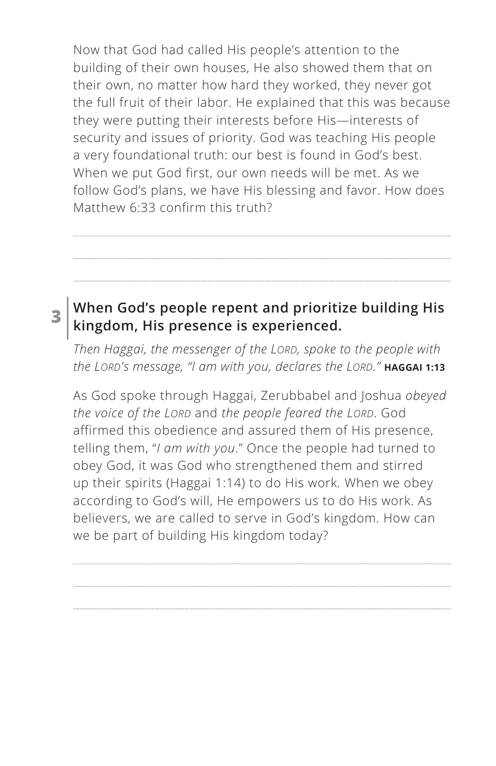Now that God had called His people's attention to the building of their own houses, He also showed them that on their own, no matter how hard they worked, they never got the full fruit of their labor. He explained that this was because they were putting their interests before His—interests of security and issues of priority. God was teaching His people a very foundational truth: our best is found in God's best. When we put God first, our own needs will be met. As we follow God's plans, we have His blessing and favor. How does Matthew 6:33 confirm this truth?

## 3 When God's people repent and prioritize building His kingdom, His presence is experienced.

*Then Haggai, the messenger of the LORD, spoke to the people with the LORD's message, "I am with you, declares the LORD."* **HAGGAI 1:13**

As God spoke through Haggai, Zerubbabel and Joshua *obeyed the voice of the LORD* and *the people feared the LORD*. God affirmed this obedience and assured them of His presence, telling them, "*I am with you*." Once the people had turned to obey God, it was God who strengthened them and stirred up their spirits (Haggai 1:14) to do His work. When we obey according to God's will, He empowers us to do His work. As believers, we are called to serve in God's kingdom. How can we be part of building His kingdom today?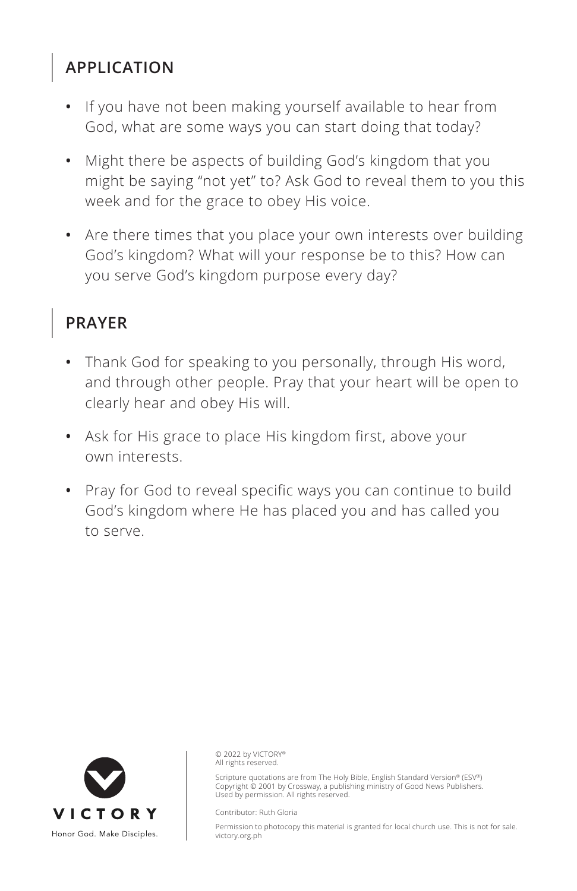## APPLICATION

- If you have not been making yourself available to hear from God, what are some ways you can start doing that today?
- Might there be aspects of building God's kingdom that you might be saying "not yet" to? Ask God to reveal them to you this week and for the grace to obey His voice.
- Are there times that you place your own interests over building God's kingdom? What will your response be to this? How can you serve God's kingdom purpose every day?

## PRAYER

- Thank God for speaking to you personally, through His word, and through other people. Pray that your heart will be open to clearly hear and obey His will.
- Ask for His grace to place His kingdom first, above your own interests.
- Pray for God to reveal specific ways you can continue to build God's kingdom where He has placed you and has called you to serve.

VICTORY

Honor God. Make Disciples.

© 2022 by VICTORY®
All rights reserved.

Scripture quotations are from The Holy Bible, English Standard Version® (ESV®) Copyright © 2001 by Crossway, a publishing ministry of Good News Publishers. Used by permission. All rights reserved.

Contributor: Ruth Gloria

Permission to photocopy this material is granted for local church use. This is not for sale.
victory.org.ph